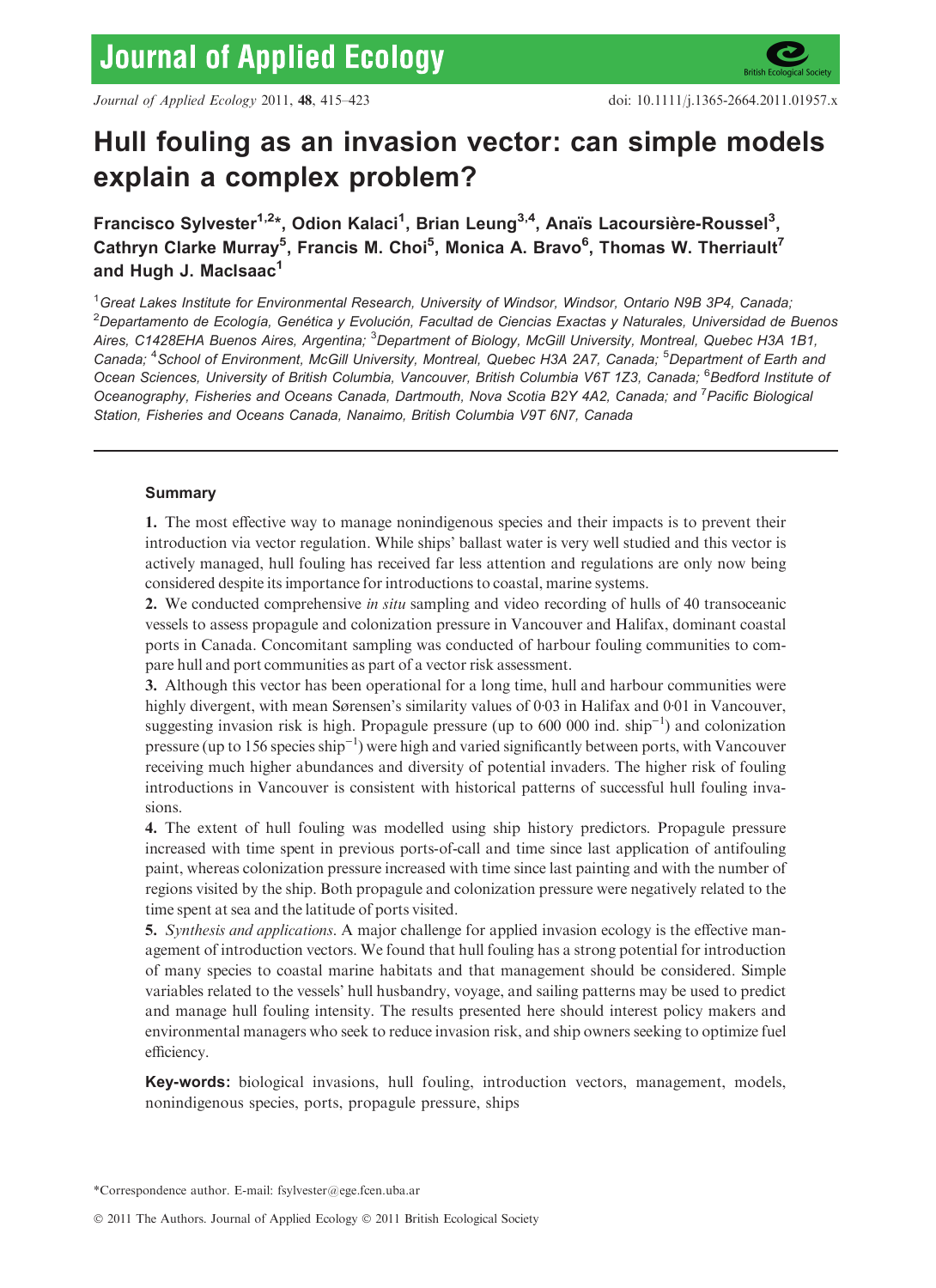# Hull fouling as an invasion vector: can simple models explain a complex problem?

**Francisco Sylvester[1,2]*, Odion Kalaci[1], Brian Leung[3,4], Anaïs Lacoursière-Roussel[3], Cathryn Clarke Murray[5], Francis M. Choi[5], Monica A. Bravo[6], Thomas W. Therriault[7] and Hugh J. MacIsaac[1]**

[1]*Great Lakes Institute for Environmental Research, University of Windsor, Windsor, Ontario N9B 3P4, Canada;* [2]*Departamento de Ecología, Genética y Evolución, Facultad de Ciencias Exactas y Naturales, Universidad de Buenos Aires, C1428EHA Buenos Aires, Argentina;* [3]*Department of Biology, McGill University, Montreal, Quebec H3A 1B1, Canada;* [4]*School of Environment, McGill University, Montreal, Quebec H3A 2A7, Canada;* [5]*Department of Earth and Ocean Sciences, University of British Columbia, Vancouver, British Columbia V6T 1Z3, Canada;* [6]*Bedford Institute of Oceanography, Fisheries and Oceans Canada, Dartmouth, Nova Scotia B2Y 4A2, Canada; and* [7]*Pacific Biological Station, Fisheries and Oceans Canada, Nanaimo, British Columbia V9T 6N7, Canada*

## Summary

**1.** The most effective way to manage nonindigenous species and their impacts is to prevent their introduction via vector regulation. While ships' ballast water is very well studied and this vector is actively managed, hull fouling has received far less attention and regulations are only now being considered despite its importance for introductions to coastal, marine systems.

**2.** We conducted comprehensive *in situ* sampling and video recording of hulls of 40 transoceanic vessels to assess propagule and colonization pressure in Vancouver and Halifax, dominant coastal ports in Canada. Concomitant sampling was conducted of harbour fouling communities to compare hull and port communities as part of a vector risk assessment.

**3.** Although this vector has been operational for a long time, hull and harbour communities were highly divergent, with mean Sørensen's similarity values of 0·03 in Halifax and 0·01 in Vancouver, suggesting invasion risk is high. Propagule pressure (up to 600 000 ind. ship$^{-1}$) and colonization pressure (up to 156 species ship$^{-1}$) were high and varied significantly between ports, with Vancouver receiving much higher abundances and diversity of potential invaders. The higher risk of fouling introductions in Vancouver is consistent with historical patterns of successful hull fouling invasions.

**4.** The extent of hull fouling was modelled using ship history predictors. Propagule pressure increased with time spent in previous ports-of-call and time since last application of antifouling paint, whereas colonization pressure increased with time since last painting and with the number of regions visited by the ship. Both propagule and colonization pressure were negatively related to the time spent at sea and the latitude of ports visited.

**5.** *Synthesis and applications*. A major challenge for applied invasion ecology is the effective management of introduction vectors. We found that hull fouling has a strong potential for introduction of many species to coastal marine habitats and that management should be considered. Simple variables related to the vessels' hull husbandry, voyage, and sailing patterns may be used to predict and manage hull fouling intensity. The results presented here should interest policy makers and environmental managers who seek to reduce invasion risk, and ship owners seeking to optimize fuel efficiency.

**Key-words:** biological invasions, hull fouling, introduction vectors, management, models, nonindigenous species, ports, propagule pressure, ships

*Correspondence author. E-mail: fsylvester@ege.fcen.uba.ar

© 2011 The Authors. Journal of Applied Ecology © 2011 British Ecological Society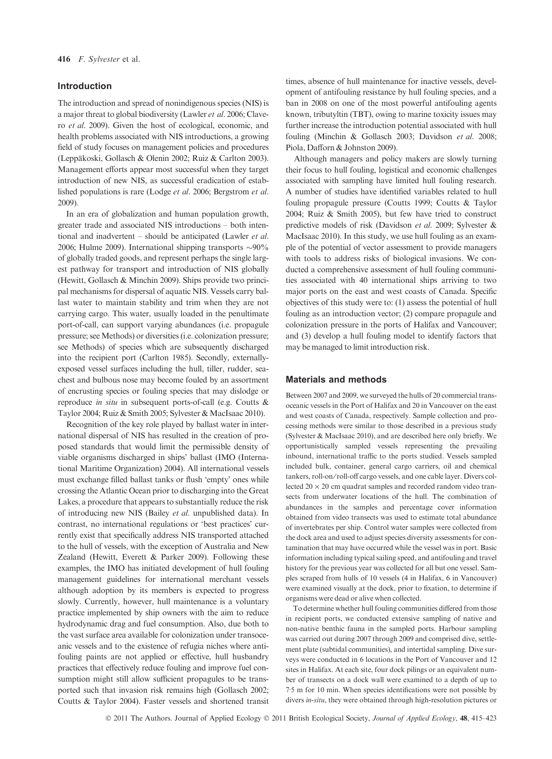## Introduction

The introduction and spread of nonindigenous species (NIS) is a major threat to global biodiversity (Lawler *et al.* 2006; Clavero *et al.* 2009). Given the host of ecological, economic, and health problems associated with NIS introductions, a growing field of study focuses on management policies and procedures (Leppäkoski, Gollasch & Olenin 2002; Ruiz & Carlton 2003). Management efforts appear most successful when they target introduction of new NIS, as successful eradication of established populations is rare (Lodge *et al.* 2006; Bergstrom *et al.* 2009).

In an era of globalization and human population growth, greater trade and associated NIS introductions – both intentional and inadvertent – should be anticipated (Lawler *et al.* 2006; Hulme 2009). International shipping transports ~90% of globally traded goods, and represent perhaps the single largest pathway for transport and introduction of NIS globally (Hewitt, Gollasch & Minchin 2009). Ships provide two principal mechanisms for dispersal of aquatic NIS. Vessels carry ballast water to maintain stability and trim when they are not carrying cargo. This water, usually loaded in the penultimate port-of-call, can support varying abundances (i.e. propagule pressure; see Methods) or diversities (i.e. colonization pressure; see Methods) of species which are subsequently discharged into the recipient port (Carlton 1985). Secondly, externally-exposed vessel surfaces including the hull, tiller, rudder, sea-chest and bulbous nose may become fouled by an assortment of encrusting species or fouling species that may dislodge or reproduce *in situ* in subsequent ports-of-call (e.g. Coutts & Taylor 2004; Ruiz & Smith 2005; Sylvester & MacIsaac 2010).

Recognition of the key role played by ballast water in international dispersal of NIS has resulted in the creation of proposed standards that would limit the permissible density of viable organisms discharged in ships' ballast (IMO (International Maritime Organization) 2004). All international vessels must exchange filled ballast tanks or flush 'empty' ones while crossing the Atlantic Ocean prior to discharging into the Great Lakes, a procedure that appears to substantially reduce the risk of introducing new NIS (Bailey *et al.* unpublished data). In contrast, no international regulations or 'best practices' currently exist that specifically address NIS transported attached to the hull of vessels, with the exception of Australia and New Zealand (Hewitt, Everett & Parker 2009). Following these examples, the IMO has initiated development of hull fouling management guidelines for international merchant vessels although adoption by its members is expected to progress slowly. Currently, however, hull maintenance is a voluntary practice implemented by ship owners with the aim to reduce hydrodynamic drag and fuel consumption. Also, due both to the vast surface area available for colonization under transoceanic vessels and to the existence of refugia niches where antifouling paints are not applied or effective, hull husbandry practices that effectively reduce fouling and improve fuel consumption might still allow sufficient propagules to be transported such that invasion risk remains high (Gollasch 2002; Coutts & Taylor 2004). Faster vessels and shortened transit times, absence of hull maintenance for inactive vessels, development of antifouling resistance by hull fouling species, and a ban in 2008 on one of the most powerful antifouling agents known, tributyltin (TBT), owing to marine toxicity issues may further increase the introduction potential associated with hull fouling (Minchin & Gollasch 2003; Davidson *et al.* 2008; Piola, Dafforn & Johnston 2009).

Although managers and policy makers are slowly turning their focus to hull fouling, logistical and economic challenges associated with sampling have limited hull fouling research. A number of studies have identified variables related to hull fouling propagule pressure (Coutts 1999; Coutts & Taylor 2004; Ruiz & Smith 2005), but few have tried to construct predictive models of risk (Davidson *et al.* 2009; Sylvester & MacIsaac 2010). In this study, we use hull fouling as an example of the potential of vector assessment to provide managers with tools to address risks of biological invasions. We conducted a comprehensive assessment of hull fouling communities associated with 40 international ships arriving to two major ports on the east and west coasts of Canada. Specific objectives of this study were to: (1) assess the potential of hull fouling as an introduction vector; (2) compare propagule and colonization pressure in the ports of Halifax and Vancouver; and (3) develop a hull fouling model to identify factors that may be managed to limit introduction risk.

## Materials and methods

Between 2007 and 2009, we surveyed the hulls of 20 commercial transoceanic vessels in the Port of Halifax and 20 in Vancouver on the east and west coasts of Canada, respectively. Sample collection and processing methods were similar to those described in a previous study (Sylvester & MacIsaac 2010), and are described here only briefly. We opportunistically sampled vessels representing the prevailing inbound, international traffic to the ports studied. Vessels sampled included bulk, container, general cargo carriers, oil and chemical tankers, roll-on/roll-off cargo vessels, and one cable layer. Divers collected $20 \times 20$ cm quadrat samples and recorded random video transects from underwater locations of the hull. The combination of abundances in the samples and percentage cover information obtained from video transects was used to estimate total abundance of invertebrates per ship. Control water samples were collected from the dock area and used to adjust species diversity assessments for contamination that may have occurred while the vessel was in port. Basic information including typical sailing speed, and antifouling and travel history for the previous year was collected for all but one vessel. Samples scraped from hulls of 10 vessels (4 in Halifax, 6 in Vancouver) were examined visually at the dock, prior to fixation, to determine if organisms were dead or alive when collected.

To determine whether hull fouling communities differed from those in recipient ports, we conducted extensive sampling of native and non-native benthic fauna in the sampled ports. Harbour sampling was carried out during 2007 through 2009 and comprised dive, settlement plate (subtidal communities), and intertidal sampling. Dive surveys were conducted in 6 locations in the Port of Vancouver and 12 sites in Halifax. At each site, four dock pilings or an equivalent number of transects on a dock wall were examined to a depth of up to 7·5 m for 10 min. When species identifications were not possible by divers *in-situ*, they were obtained through high-resolution pictures or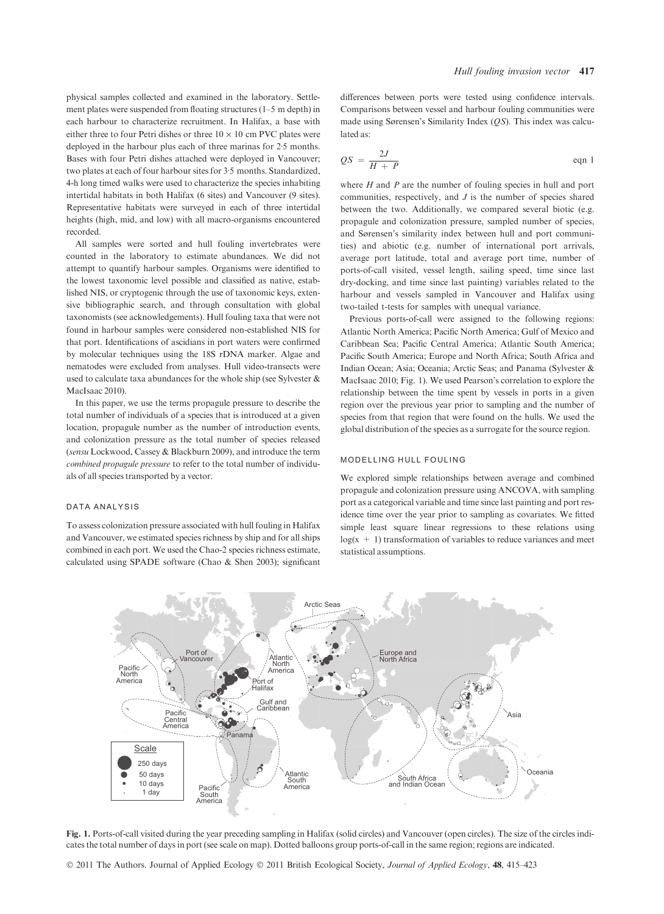physical samples collected and examined in the laboratory. Settlement plates were suspended from floating structures (1–5 m depth) in each harbour to characterize recruitment. In Halifax, a base with either three to four Petri dishes or three 10 × 10 cm PVC plates were deployed in the harbour plus each of three marinas for 2·5 months. Bases with four Petri dishes attached were deployed in Vancouver; two plates at each of four harbour sites for 3·5 months. Standardized, 4-h long timed walks were used to characterize the species inhabiting intertidal habitats in both Halifax (6 sites) and Vancouver (9 sites). Representative habitats were surveyed in each of three intertidal heights (high, mid, and low) with all macro-organisms encountered recorded.

All samples were sorted and hull fouling invertebrates were counted in the laboratory to estimate abundances. We did not attempt to quantify harbour samples. Organisms were identified to the lowest taxonomic level possible and classified as native, established NIS, or cryptogenic through the use of taxonomic keys, extensive bibliographic search, and through consultation with global taxonomists (see acknowledgements). Hull fouling taxa that were not found in harbour samples were considered non-established NIS for that port. Identifications of ascidians in port waters were confirmed by molecular techniques using the 18S rDNA marker. Algae and nematodes were excluded from analyses. Hull video-transects were used to calculate taxa abundances for the whole ship (see Sylvester & MacIsaac 2010).

In this paper, we use the terms propagule pressure to describe the total number of individuals of a species that is introduced at a given location, propagule number as the number of introduction events, and colonization pressure as the total number of species released (*sensu* Lockwood, Cassey & Blackburn 2009), and introduce the term *combined propagule pressure* to refer to the total number of individuals of all species transported by a vector.

### DATA ANALYSIS

To assess colonization pressure associated with hull fouling in Halifax and Vancouver, we estimated species richness by ship and for all ships combined in each port. We used the Chao-2 species richness estimate, calculated using SPADE software (Chao & Shen 2003); significant differences between ports were tested using confidence intervals. Comparisons between vessel and harbour fouling communities were made using Sørensen's Similarity Index ($QS$). This index was calculated as:

$$QS = \frac{2J}{H + P} \qquad \text{eqn 1}$$

where $H$ and $P$ are the number of fouling species in hull and port communities, respectively, and $J$ is the number of species shared between the two. Additionally, we compared several biotic (e.g. propagule and colonization pressure, sampled number of species, and Sørensen's similarity index between hull and port communities) and abiotic (e.g. number of international port arrivals, average port latitude, total and average port time, number of ports-of-call visited, vessel length, sailing speed, time since last dry-docking, and time since last painting) variables related to the harbour and vessels sampled in Vancouver and Halifax using two-tailed t-tests for samples with unequal variance.

Previous ports-of-call were assigned to the following regions: Atlantic North America; Pacific North America; Gulf of Mexico and Caribbean Sea; Pacific Central America; Atlantic South America; Pacific South America; Europe and North Africa; South Africa and Indian Ocean; Asia; Oceania; Arctic Seas; and Panama (Sylvester & MacIsaac 2010; Fig. 1). We used Pearson's correlation to explore the relationship between the time spent by vessels in ports in a given region over the previous year prior to sampling and the number of species from that region that were found on the hulls. We used the global distribution of the species as a surrogate for the source region.

### MODELLING HULL FOULING

We explored simple relationships between average and combined propagule and colonization pressure using ANCOVA, with sampling port as a categorical variable and time since last painting and port residence time over the year prior to sampling as covariates. We fitted simple least square linear regressions to these relations using $\log(x + 1)$ transformation of variables to reduce variances and meet statistical assumptions.

**Fig. 1.** Ports-of-call visited during the year preceding sampling in Halifax (solid circles) and Vancouver (open circles). The size of the circles indicates the total number of days in port (see scale on map). Dotted balloons group ports-of-call in the same region; regions are indicated.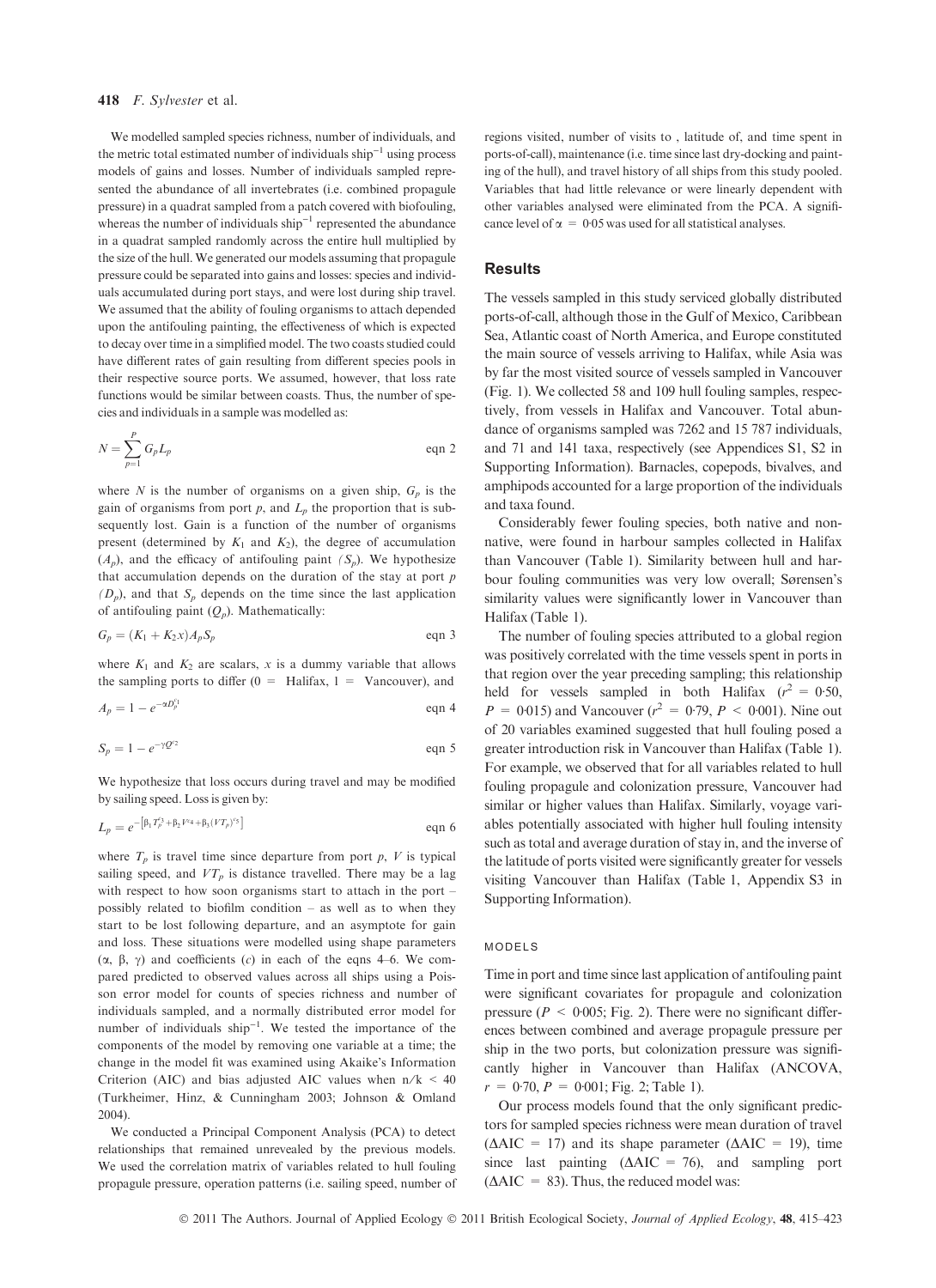We modelled sampled species richness, number of individuals, and the metric total estimated number of individuals ship$^{-1}$ using process models of gains and losses. Number of individuals sampled represented the abundance of all invertebrates (i.e. combined propagule pressure) in a quadrat sampled from a patch covered with biofouling, whereas the number of individuals ship$^{-1}$ represented the abundance in a quadrat sampled randomly across the entire hull multiplied by the size of the hull. We generated our models assuming that propagule pressure could be separated into gains and losses: species and individuals accumulated during port stays, and were lost during ship travel. We assumed that the ability of fouling organisms to attach depended upon the antifouling painting, the effectiveness of which is expected to decay over time in a simplified model. The two coasts studied could have different rates of gain resulting from different species pools in their respective source ports. We assumed, however, that loss rate functions would be similar between coasts. Thus, the number of species and individuals in a sample was modelled as:

$$N = \sum_{p=1}^{P} G_p L_p \qquad \text{eqn 2}$$

where $N$ is the number of organisms on a given ship, $G_p$ is the gain of organisms from port $p$, and $L_p$ the proportion that is subsequently lost. Gain is a function of the number of organisms present (determined by $K_1$ and $K_2$), the degree of accumulation ($A_p$), and the efficacy of antifouling paint ($S_p$). We hypothesize that accumulation depends on the duration of the stay at port $p$ ($D_p$), and that $S_p$ depends on the time since the last application of antifouling paint ($Q_p$). Mathematically:

$$G_p = (K_1 + K_2 x) A_p S_p \qquad \text{eqn 3}$$

where $K_1$ and $K_2$ are scalars, $x$ is a dummy variable that allows the sampling ports to differ (0 = Halifax, 1 = Vancouver), and

$$A_p = 1 - e^{-\alpha D_p^{c_1}} \qquad \text{eqn 4}$$

$$S_p = 1 - e^{-\gamma Q^{c_2}} \qquad \text{eqn 5}$$

We hypothesize that loss occurs during travel and may be modified by sailing speed. Loss is given by:

$$L_p = e^{-\left[\beta_1 T_p^{c_3} + \beta_2 V^{c_4} + \beta_3 (VT_p)^{c_5}\right]} \qquad \text{eqn 6}$$

where $T_p$ is travel time since departure from port $p$, $V$ is typical sailing speed, and $VT_p$ is distance travelled. There may be a lag with respect to how soon organisms start to attach in the port – possibly related to biofilm condition – as well as to when they start to be lost following departure, and an asymptote for gain and loss. These situations were modelled using shape parameters ($\alpha$, $\beta$, $\gamma$) and coefficients ($c$) in each of the eqns 4–6. We compared predicted to observed values across all ships using a Poisson error model for counts of species richness and number of individuals sampled, and a normally distributed error model for number of individuals ship$^{-1}$. We tested the importance of the components of the model by removing one variable at a time; the change in the model fit was examined using Akaike's Information Criterion (AIC) and bias adjusted AIC values when $n/k < 40$ (Turkheimer, Hinz, & Cunningham 2003; Johnson & Omland 2004).

We conducted a Principal Component Analysis (PCA) to detect relationships that remained unrevealed by the previous models. We used the correlation matrix of variables related to hull fouling propagule pressure, operation patterns (i.e. sailing speed, number of regions visited, number of visits to , latitude of, and time spent in ports-of-call), maintenance (i.e. time since last dry-docking and painting of the hull), and travel history of all ships from this study pooled. Variables that had little relevance or were linearly dependent with other variables analysed were eliminated from the PCA. A significance level of $\alpha = 0.05$ was used for all statistical analyses.

## Results

The vessels sampled in this study serviced globally distributed ports-of-call, although those in the Gulf of Mexico, Caribbean Sea, Atlantic coast of North America, and Europe constituted the main source of vessels arriving to Halifax, while Asia was by far the most visited source of vessels sampled in Vancouver (Fig. 1). We collected 58 and 109 hull fouling samples, respectively, from vessels in Halifax and Vancouver. Total abundance of organisms sampled was 7262 and 15 787 individuals, and 71 and 141 taxa, respectively (see Appendices S1, S2 in Supporting Information). Barnacles, copepods, bivalves, and amphipods accounted for a large proportion of the individuals and taxa found.

Considerably fewer fouling species, both native and non-native, were found in harbour samples collected in Halifax than Vancouver (Table 1). Similarity between hull and harbour fouling communities was very low overall; Sørensen's similarity values were significantly lower in Vancouver than Halifax (Table 1).

The number of fouling species attributed to a global region was positively correlated with the time vessels spent in ports in that region over the year preceding sampling; this relationship held for vessels sampled in both Halifax ($r^2 = 0.50$, $P = 0.015$) and Vancouver ($r^2 = 0.79$, $P < 0.001$). Nine out of 20 variables examined suggested that hull fouling posed a greater introduction risk in Vancouver than Halifax (Table 1). For example, we observed that for all variables related to hull fouling propagule and colonization pressure, Vancouver had similar or higher values than Halifax. Similarly, voyage variables potentially associated with higher hull fouling intensity such as total and average duration of stay in, and the inverse of the latitude of ports visited were significantly greater for vessels visiting Vancouver than Halifax (Table 1, Appendix S3 in Supporting Information).

### MODELS

Time in port and time since last application of antifouling paint were significant covariates for propagule and colonization pressure ($P < 0.005$; Fig. 2). There were no significant differences between combined and average propagule pressure per ship in the two ports, but colonization pressure was significantly higher in Vancouver than Halifax (ANCOVA, $r = 0.70$, $P = 0.001$; Fig. 2; Table 1).

Our process models found that the only significant predictors for sampled species richness were mean duration of travel ($\Delta$AIC = 17) and its shape parameter ($\Delta$AIC = 19), time since last painting ($\Delta$AIC = 76), and sampling port ($\Delta$AIC = 83). Thus, the reduced model was: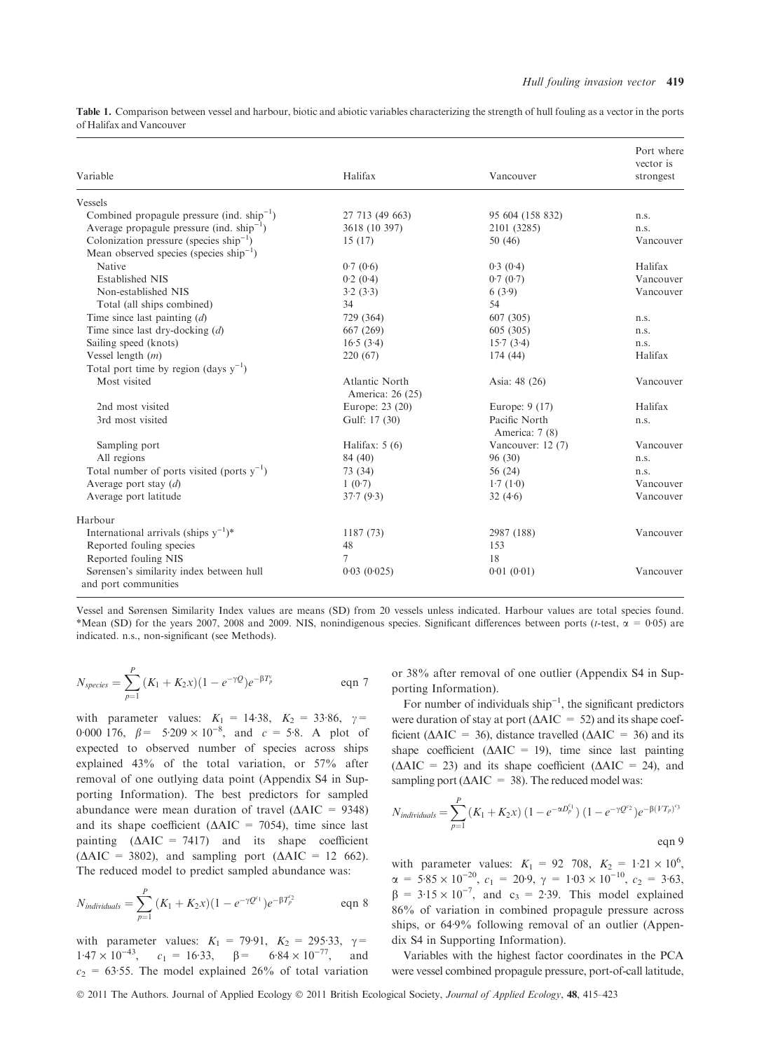**Table 1.** Comparison between vessel and harbour, biotic and abiotic variables characterizing the strength of hull fouling as a vector in the ports of Halifax and Vancouver

| Variable | Halifax | Vancouver | Port where vector is strongest |
|---|---|---|---|
| Vessels | | | |
| Combined propagule pressure (ind. ship$^{-1}$) | 27 713 (49 663) | 95 604 (158 832) | n.s. |
| Average propagule pressure (ind. ship$^{-1}$) | 3618 (10 397) | 2101 (3285) | n.s. |
| Colonization pressure (species ship$^{-1}$) | 15 (17) | 50 (46) | Vancouver |
| Mean observed species (species ship$^{-1}$) | | | |
| Native | 0·7 (0·6) | 0·3 (0·4) | Halifax |
| Established NIS | 0·2 (0·4) | 0·7 (0·7) | Vancouver |
| Non-established NIS | 3·2 (3·3) | 6 (3·9) | Vancouver |
| Total (all ships combined) | 34 | 54 | |
| Time since last painting (*d*) | 729 (364) | 607 (305) | n.s. |
| Time since last dry-docking (*d*) | 667 (269) | 605 (305) | n.s. |
| Sailing speed (knots) | 16·5 (3·4) | 15·7 (3·4) | n.s. |
| Vessel length (*m*) | 220 (67) | 174 (44) | Halifax |
| Total port time by region (days y$^{-1}$) | | | |
| Most visited | Atlantic North America: 26 (25) | Asia: 48 (26) | Vancouver |
| 2nd most visited | Europe: 23 (20) | Europe: 9 (17) | Halifax |
| 3rd most visited | Gulf: 17 (30) | Pacific North America: 7 (8) | n.s. |
| Sampling port | Halifax: 5 (6) | Vancouver: 12 (7) | Vancouver |
| All regions | 84 (40) | 96 (30) | n.s. |
| Total number of ports visited (ports y$^{-1}$) | 73 (34) | 56 (24) | n.s. |
| Average port stay (*d*) | 1 (0·7) | 1·7 (1·0) | Vancouver |
| Average port latitude | 37·7 (9·3) | 32 (4·6) | Vancouver |
| Harbour | | | |
| International arrivals (ships y$^{-1}$)* | 1187 (73) | 2987 (188) | Vancouver |
| Reported fouling species | 48 | 153 | |
| Reported fouling NIS | 7 | 18 | |
| Sørensen's similarity index between hull and port communities | 0·03 (0·025) | 0·01 (0·01) | Vancouver |

Vessel and Sørensen Similarity Index values are means (SD) from 20 vessels unless indicated. Harbour values are total species found. *Mean (SD) for the years 2007, 2008 and 2009. NIS, nonindigenous species. Significant differences between ports (*t*-test, $\alpha = 0{\cdot}05$) are indicated. n.s., non-significant (see Methods).

$$N_{species} = \sum_{p=1}^{P} (K_1 + K_2 x)(1 - e^{-\gamma Q})e^{-\beta T_p^c} \qquad \text{eqn 7}$$

with parameter values: $K_1 = 14{\cdot}38$, $K_2 = 33{\cdot}86$, $\gamma = 0{\cdot}000\,176$, $\beta = 5{\cdot}209 \times 10^{-8}$, and $c = 5{\cdot}8$. A plot of expected to observed number of species across ships explained 43% of the total variation, or 57% after removal of one outlying data point (Appendix S4 in Supporting Information). The best predictors for sampled abundance were mean duration of travel ($\Delta$AIC = 9348) and its shape coefficient ($\Delta$AIC = 7054), time since last painting ($\Delta$AIC = 7417) and its shape coefficient ($\Delta$AIC = 3802), and sampling port ($\Delta$AIC = 12 662). The reduced model to predict sampled abundance was:

$$N_{individuals} = \sum_{p=1}^{P} (K_1 + K_2 x)(1 - e^{-\gamma Q^{c_1}})e^{-\beta T_p^{c_2}} \qquad \text{eqn 8}$$

with parameter values: $K_1 = 79{\cdot}91$, $K_2 = 295{\cdot}33$, $\gamma = 1{\cdot}47 \times 10^{-43}$, $c_1 = 16{\cdot}33$, $\beta = 6{\cdot}84 \times 10^{-77}$, and $c_2 = 63{\cdot}55$. The model explained 26% of total variation or 38% after removal of one outlier (Appendix S4 in Supporting Information).

For number of individuals ship$^{-1}$, the significant predictors were duration of stay at port ($\Delta$AIC = 52) and its shape coefficient ($\Delta$AIC = 36), distance travelled ($\Delta$AIC = 36) and its shape coefficient ($\Delta$AIC = 19), time since last painting ($\Delta$AIC = 23) and its shape coefficient ($\Delta$AIC = 24), and sampling port ($\Delta$AIC = 38). The reduced model was:

$$N_{individuals} = \sum_{p=1}^{P} (K_1 + K_2 x)\,(1 - e^{-\alpha D_p^{c_1}})\,(1 - e^{-\gamma Q^{c_2}})e^{-\beta (VT_p)^{c_3}} \qquad \text{eqn 9}$$

with parameter values: $K_1 = 92\ 708$, $K_2 = 1{\cdot}21 \times 10^6$, $\alpha = 5{\cdot}85 \times 10^{-20}$, $c_1 = 20{\cdot}9$, $\gamma = 1{\cdot}03 \times 10^{-10}$, $c_2 = 3{\cdot}63$, $\beta = 3{\cdot}15 \times 10^{-7}$, and $c_3 = 2{\cdot}39$. This model explained 86% of variation in combined propagule pressure across ships, or 64·9% following removal of an outlier (Appendix S4 in Supporting Information).

Variables with the highest factor coordinates in the PCA were vessel combined propagule pressure, port-of-call latitude,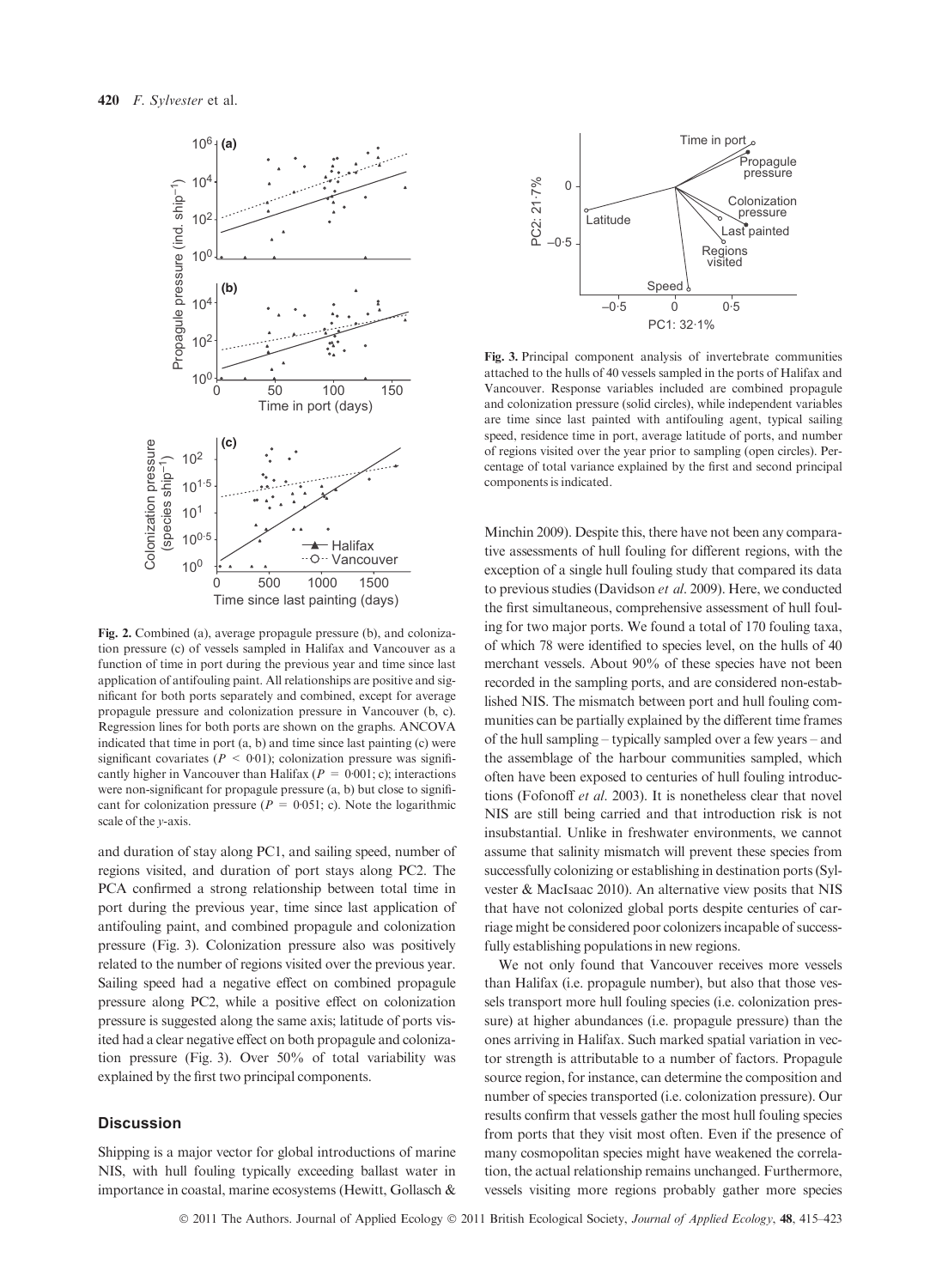(a)

$10^6$

$10^4$

$10^2$

$10^0$

Propagule pressure (ind. ship$^{-1}$)

(b)

$10^4$

$10^2$

$10^0$

0 50 100 150

Time in port (days)

(c)

Colonization pressure (species ship$^{-1}$)

$10^2$

$10^{1.5}$

$10^1$

$10^{0.5}$

$10^0$

Halifax

Vancouver

0 500 1000 1500

Time since last painting (days)

**Fig. 2.** Combined (a), average propagule pressure (b), and colonization pressure (c) of vessels sampled in Halifax and Vancouver as a function of time in port during the previous year and time since last application of antifouling paint. All relationships are positive and significant for both ports separately and combined, except for average propagule pressure and colonization pressure in Vancouver (b, c). Regression lines for both ports are shown on the graphs. ANCOVA indicated that time in port (a, b) and time since last painting (c) were significant covariates ($P$ < 0·01); colonization pressure was significantly higher in Vancouver than Halifax ($P$ = 0·001; c); interactions were non-significant for propagule pressure (a, b) but close to significant for colonization pressure ($P$ = 0·051; c). Note the logarithmic scale of the $y$-axis.

Time in port

Propagule pressure

Colonization pressure

Last painted

Regions visited

Latitude

Speed

PC2: 21·7%

0

–0·5

–0·5 0 0·5

PC1: 32·1%

**Fig. 3.** Principal component analysis of invertebrate communities attached to the hulls of 40 vessels sampled in the ports of Halifax and Vancouver. Response variables included are combined propagule and colonization pressure (solid circles), while independent variables are time since last painted with antifouling agent, typical sailing speed, residence time in port, average latitude of ports, and number of regions visited over the year prior to sampling (open circles). Percentage of total variance explained by the first and second principal components is indicated.

and duration of stay along PC1, and sailing speed, number of regions visited, and duration of port stays along PC2. The PCA confirmed a strong relationship between total time in port during the previous year, time since last application of antifouling paint, and combined propagule and colonization pressure (Fig. 3). Colonization pressure also was positively related to the number of regions visited over the previous year. Sailing speed had a negative effect on combined propagule pressure along PC2, while a positive effect on colonization pressure is suggested along the same axis; latitude of ports visited had a clear negative effect on both propagule and colonization pressure (Fig. 3). Over 50% of total variability was explained by the first two principal components.

## Discussion

Shipping is a major vector for global introductions of marine NIS, with hull fouling typically exceeding ballast water in importance in coastal, marine ecosystems (Hewitt, Gollasch & Minchin 2009). Despite this, there have not been any comparative assessments of hull fouling for different regions, with the exception of a single hull fouling study that compared its data to previous studies (Davidson *et al*. 2009). Here, we conducted the first simultaneous, comprehensive assessment of hull fouling for two major ports. We found a total of 170 fouling taxa, of which 78 were identified to species level, on the hulls of 40 merchant vessels. About 90% of these species have not been recorded in the sampling ports, and are considered non-established NIS. The mismatch between port and hull fouling communities can be partially explained by the different time frames of the hull sampling – typically sampled over a few years – and the assemblage of the harbour communities sampled, which often have been exposed to centuries of hull fouling introductions (Fofonoff *et al*. 2003). It is nonetheless clear that novel NIS are still being carried and that introduction risk is not insubstantial. Unlike in freshwater environments, we cannot assume that salinity mismatch will prevent these species from successfully colonizing or establishing in destination ports (Sylvester & MacIsaac 2010). An alternative view posits that NIS that have not colonized global ports despite centuries of carriage might be considered poor colonizers incapable of successfully establishing populations in new regions.

We not only found that Vancouver receives more vessels than Halifax (i.e. propagule number), but also that those vessels transport more hull fouling species (i.e. colonization pressure) at higher abundances (i.e. propagule pressure) than the ones arriving in Halifax. Such marked spatial variation in vector strength is attributable to a number of factors. Propagule source region, for instance, can determine the composition and number of species transported (i.e. colonization pressure). Our results confirm that vessels gather the most hull fouling species from ports that they visit most often. Even if the presence of many cosmopolitan species might have weakened the correlation, the actual relationship remains unchanged. Furthermore, vessels visiting more regions probably gather more species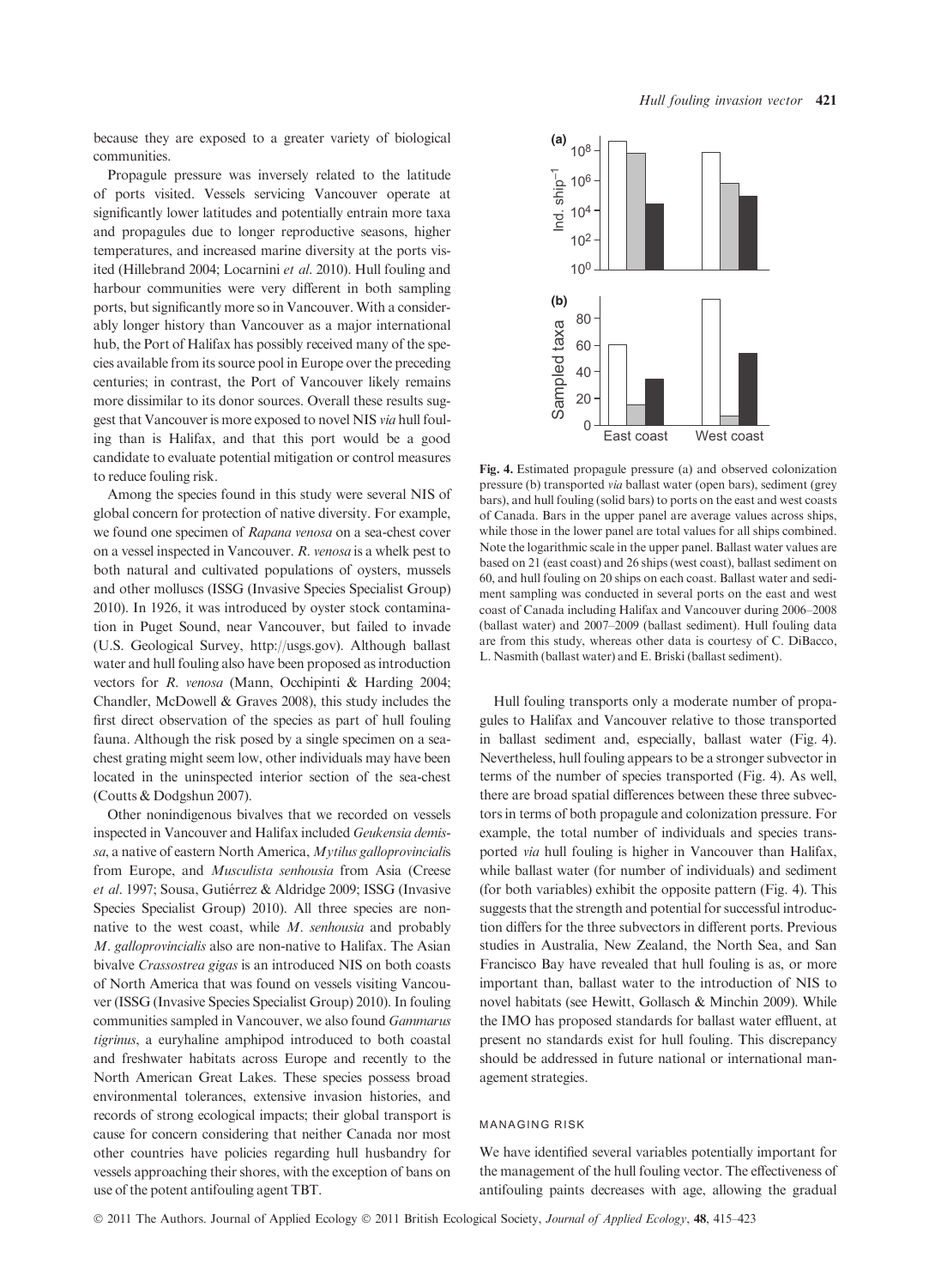because they are exposed to a greater variety of biological communities.

Propagule pressure was inversely related to the latitude of ports visited. Vessels servicing Vancouver operate at significantly lower latitudes and potentially entrain more taxa and propagules due to longer reproductive seasons, higher temperatures, and increased marine diversity at the ports visited (Hillebrand 2004; Locarnini *et al*. 2010). Hull fouling and harbour communities were very different in both sampling ports, but significantly more so in Vancouver. With a considerably longer history than Vancouver as a major international hub, the Port of Halifax has possibly received many of the species available from its source pool in Europe over the preceding centuries; in contrast, the Port of Vancouver likely remains more dissimilar to its donor sources. Overall these results suggest that Vancouver is more exposed to novel NIS *via* hull fouling than is Halifax, and that this port would be a good candidate to evaluate potential mitigation or control measures to reduce fouling risk.

Among the species found in this study were several NIS of global concern for protection of native diversity. For example, we found one specimen of *Rapana venosa* on a sea-chest cover on a vessel inspected in Vancouver. *R. venosa* is a whelk pest to both natural and cultivated populations of oysters, mussels and other molluscs (ISSG (Invasive Species Specialist Group) 2010). In 1926, it was introduced by oyster stock contamination in Puget Sound, near Vancouver, but failed to invade (U.S. Geological Survey, http://usgs.gov). Although ballast water and hull fouling also have been proposed as introduction vectors for *R. venosa* (Mann, Occhipinti & Harding 2004; Chandler, McDowell & Graves 2008), this study includes the first direct observation of the species as part of hull fouling fauna. Although the risk posed by a single specimen on a sea-chest grating might seem low, other individuals may have been located in the uninspected interior section of the sea-chest (Coutts & Dodgshun 2007).

Other nonindigenous bivalves that we recorded on vessels inspected in Vancouver and Halifax included *Geukensia demissa*, a native of eastern North America, *Mytilus galloprovincialis* from Europe, and *Musculista senhousia* from Asia (Creese *et al*. 1997; Sousa, Gutiérrez & Aldridge 2009; ISSG (Invasive Species Specialist Group) 2010). All three species are non-native to the west coast, while *M. senhousia* and probably *M. galloprovincialis* also are non-native to Halifax. The Asian bivalve *Crassostrea gigas* is an introduced NIS on both coasts of North America that was found on vessels visiting Vancouver (ISSG (Invasive Species Specialist Group) 2010). In fouling communities sampled in Vancouver, we also found *Gammarus tigrinus*, a euryhaline amphipod introduced to both coastal and freshwater habitats across Europe and recently to the North American Great Lakes. These species possess broad environmental tolerances, extensive invasion histories, and records of strong ecological impacts; their global transport is cause for concern considering that neither Canada nor most other countries have policies regarding hull husbandry for vessels approaching their shores, with the exception of bans on use of the potent antifouling agent TBT.

**Fig. 4.** Estimated propagule pressure (a) and observed colonization pressure (b) transported *via* ballast water (open bars), sediment (grey bars), and hull fouling (solid bars) to ports on the east and west coasts of Canada. Bars in the upper panel are average values across ships, while those in the lower panel are total values for all ships combined. Note the logarithmic scale in the upper panel. Ballast water values are based on 21 (east coast) and 26 ships (west coast), ballast sediment on 60, and hull fouling on 20 ships on each coast. Ballast water and sediment sampling was conducted in several ports on the east and west coast of Canada including Halifax and Vancouver during 2006–2008 (ballast water) and 2007–2009 (ballast sediment). Hull fouling data are from this study, whereas other data is courtesy of C. DiBacco, L. Nasmith (ballast water) and E. Briski (ballast sediment).

Hull fouling transports only a moderate number of propagules to Halifax and Vancouver relative to those transported in ballast sediment and, especially, ballast water (Fig. 4). Nevertheless, hull fouling appears to be a stronger subvector in terms of the number of species transported (Fig. 4). As well, there are broad spatial differences between these three subvectors in terms of both propagule and colonization pressure. For example, the total number of individuals and species transported *via* hull fouling is higher in Vancouver than Halifax, while ballast water (for number of individuals) and sediment (for both variables) exhibit the opposite pattern (Fig. 4). This suggests that the strength and potential for successful introduction differs for the three subvectors in different ports. Previous studies in Australia, New Zealand, the North Sea, and San Francisco Bay have revealed that hull fouling is as, or more important than, ballast water to the introduction of NIS to novel habitats (see Hewitt, Gollasch & Minchin 2009). While the IMO has proposed standards for ballast water effluent, at present no standards exist for hull fouling. This discrepancy should be addressed in future national or international management strategies.

## MANAGING RISK

We have identified several variables potentially important for the management of the hull fouling vector. The effectiveness of antifouling paints decreases with age, allowing the gradual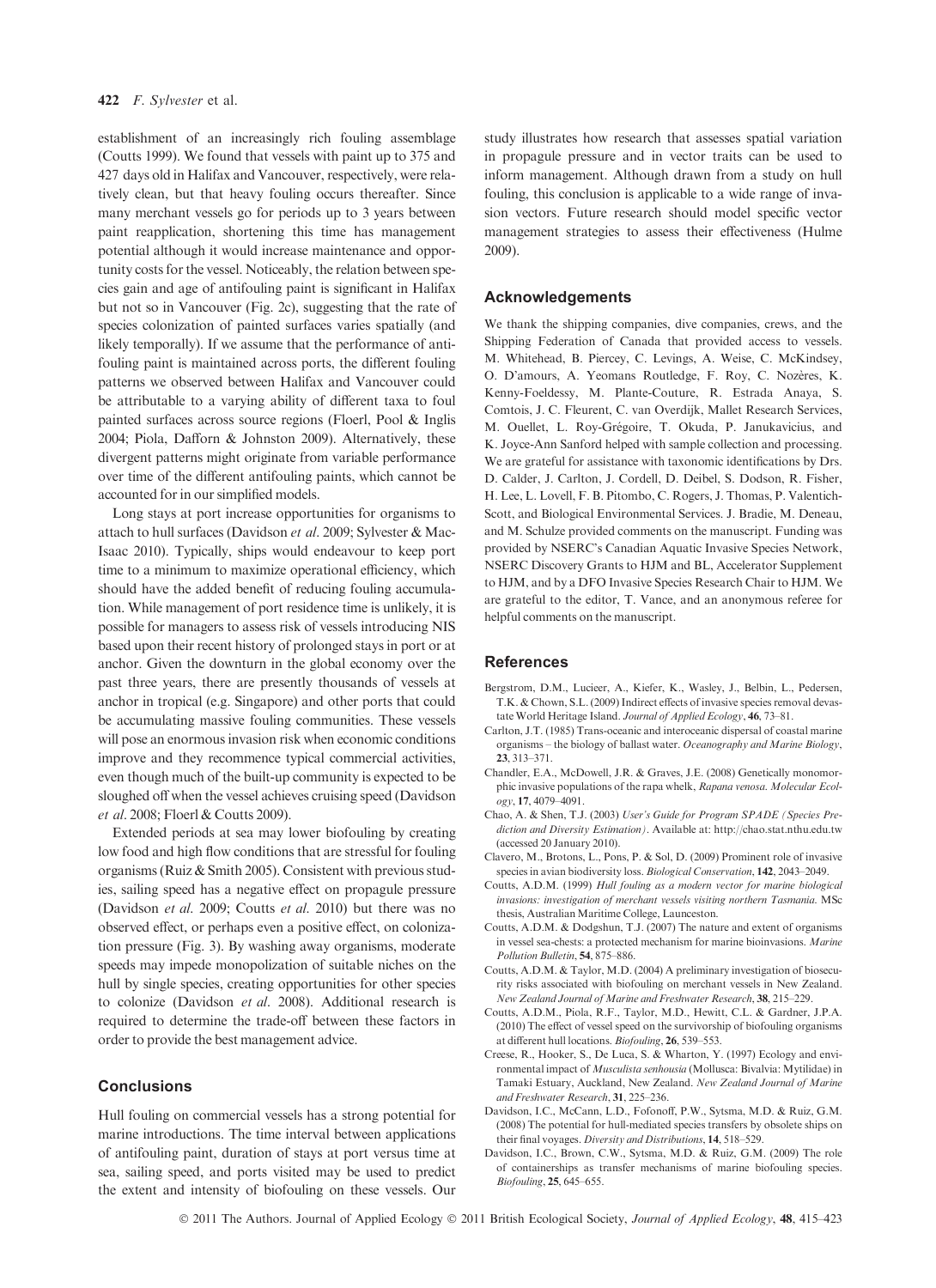establishment of an increasingly rich fouling assemblage (Coutts 1999). We found that vessels with paint up to 375 and 427 days old in Halifax and Vancouver, respectively, were relatively clean, but that heavy fouling occurs thereafter. Since many merchant vessels go for periods up to 3 years between paint reapplication, shortening this time has management potential although it would increase maintenance and opportunity costs for the vessel. Noticeably, the relation between species gain and age of antifouling paint is significant in Halifax but not so in Vancouver (Fig. 2c), suggesting that the rate of species colonization of painted surfaces varies spatially (and likely temporally). If we assume that the performance of antifouling paint is maintained across ports, the different fouling patterns we observed between Halifax and Vancouver could be attributable to a varying ability of different taxa to foul painted surfaces across source regions (Floerl, Pool & Inglis 2004; Piola, Dafforn & Johnston 2009). Alternatively, these divergent patterns might originate from variable performance over time of the different antifouling paints, which cannot be accounted for in our simplified models.

Long stays at port increase opportunities for organisms to attach to hull surfaces (Davidson *et al*. 2009; Sylvester & MacIsaac 2010). Typically, ships would endeavour to keep port time to a minimum to maximize operational efficiency, which should have the added benefit of reducing fouling accumulation. While management of port residence time is unlikely, it is possible for managers to assess risk of vessels introducing NIS based upon their recent history of prolonged stays in port or at anchor. Given the downturn in the global economy over the past three years, there are presently thousands of vessels at anchor in tropical (e.g. Singapore) and other ports that could be accumulating massive fouling communities. These vessels will pose an enormous invasion risk when economic conditions improve and they recommence typical commercial activities, even though much of the built-up community is expected to be sloughed off when the vessel achieves cruising speed (Davidson *et al*. 2008; Floerl & Coutts 2009).

Extended periods at sea may lower biofouling by creating low food and high flow conditions that are stressful for fouling organisms (Ruiz & Smith 2005). Consistent with previous studies, sailing speed has a negative effect on propagule pressure (Davidson *et al*. 2009; Coutts *et al*. 2010) but there was no observed effect, or perhaps even a positive effect, on colonization pressure (Fig. 3). By washing away organisms, moderate speeds may impede monopolization of suitable niches on the hull by single species, creating opportunities for other species to colonize (Davidson *et al*. 2008). Additional research is required to determine the trade-off between these factors in order to provide the best management advice.

## Conclusions

Hull fouling on commercial vessels has a strong potential for marine introductions. The time interval between applications of antifouling paint, duration of stays at port versus time at sea, sailing speed, and ports visited may be used to predict the extent and intensity of biofouling on these vessels. Our study illustrates how research that assesses spatial variation in propagule pressure and in vector traits can be used to inform management. Although drawn from a study on hull fouling, this conclusion is applicable to a wide range of invasion vectors. Future research should model specific vector management strategies to assess their effectiveness (Hulme 2009).

## Acknowledgements

We thank the shipping companies, dive companies, crews, and the Shipping Federation of Canada that provided access to vessels. M. Whitehead, B. Piercey, C. Levings, A. Weise, C. McKindsey, O. D'amours, A. Yeomans Routledge, F. Roy, C. Nozères, K. Kenny-Foeldessy, M. Plante-Couture, R. Estrada Anaya, S. Comtois, J. C. Fleurent, C. van Overdijk, Mallet Research Services, M. Ouellet, L. Roy-Grégoire, T. Okuda, P. Janukavicius, and K. Joyce-Ann Sanford helped with sample collection and processing. We are grateful for assistance with taxonomic identifications by Drs. D. Calder, J. Carlton, J. Cordell, D. Deibel, S. Dodson, R. Fisher, H. Lee, L. Lovell, F. B. Pitombo, C. Rogers, J. Thomas, P. Valentich-Scott, and Biological Environmental Services. J. Bradie, M. Deneau, and M. Schulze provided comments on the manuscript. Funding was provided by NSERC's Canadian Aquatic Invasive Species Network, NSERC Discovery Grants to HJM and BL, Accelerator Supplement to HJM, and by a DFO Invasive Species Research Chair to HJM. We are grateful to the editor, T. Vance, and an anonymous referee for helpful comments on the manuscript.

## References

Bergstrom, D.M., Lucieer, A., Kiefer, K., Wasley, J., Belbin, L., Pedersen, T.K. & Chown, S.L. (2009) Indirect effects of invasive species removal devastate World Heritage Island. *Journal of Applied Ecology*, **46**, 73–81.

Carlton, J.T. (1985) Trans-oceanic and interoceanic dispersal of coastal marine organisms – the biology of ballast water. *Oceanography and Marine Biology*, **23**, 313–371.

Chandler, E.A., McDowell, J.R. & Graves, J.E. (2008) Genetically monomorphic invasive populations of the rapa whelk, *Rapana venosa*. *Molecular Ecology*, **17**, 4079–4091.

Chao, A. & Shen, T.J. (2003) *User's Guide for Program SPADE (Species Prediction and Diversity Estimation)*. Available at: http://chao.stat.nthu.edu.tw (accessed 20 January 2010).

Clavero, M., Brotons, L., Pons, P. & Sol, D. (2009) Prominent role of invasive species in avian biodiversity loss. *Biological Conservation*, **142**, 2043–2049.

Coutts, A.D.M. (1999) *Hull fouling as a modern vector for marine biological invasions: investigation of merchant vessels visiting northern Tasmania*. MSc thesis, Australian Maritime College, Launceston.

Coutts, A.D.M. & Dodgshun, T.J. (2007) The nature and extent of organisms in vessel sea-chests: a protected mechanism for marine bioinvasions. *Marine Pollution Bulletin*, **54**, 875–886.

Coutts, A.D.M. & Taylor, M.D. (2004) A preliminary investigation of biosecurity risks associated with biofouling on merchant vessels in New Zealand. *New Zealand Journal of Marine and Freshwater Research*, **38**, 215–229.

Coutts, A.D.M., Piola, R.F., Taylor, M.D., Hewitt, C.L. & Gardner, J.P.A. (2010) The effect of vessel speed on the survivorship of biofouling organisms at different hull locations. *Biofouling*, **26**, 539–553.

Creese, R., Hooker, S., De Luca, S. & Wharton, Y. (1997) Ecology and environmental impact of *Musculista senhousia* (Mollusca: Bivalvia: Mytilidae) in Tamaki Estuary, Auckland, New Zealand. *New Zealand Journal of Marine and Freshwater Research*, **31**, 225–236.

Davidson, I.C., McCann, L.D., Fofonoff, P.W., Sytsma, M.D. & Ruiz, G.M. (2008) The potential for hull-mediated species transfers by obsolete ships on their final voyages. *Diversity and Distributions*, **14**, 518–529.

Davidson, I.C., Brown, C.W., Sytsma, M.D. & Ruiz, G.M. (2009) The role of containerships as transfer mechanisms of marine biofouling species. *Biofouling*, **25**, 645–655.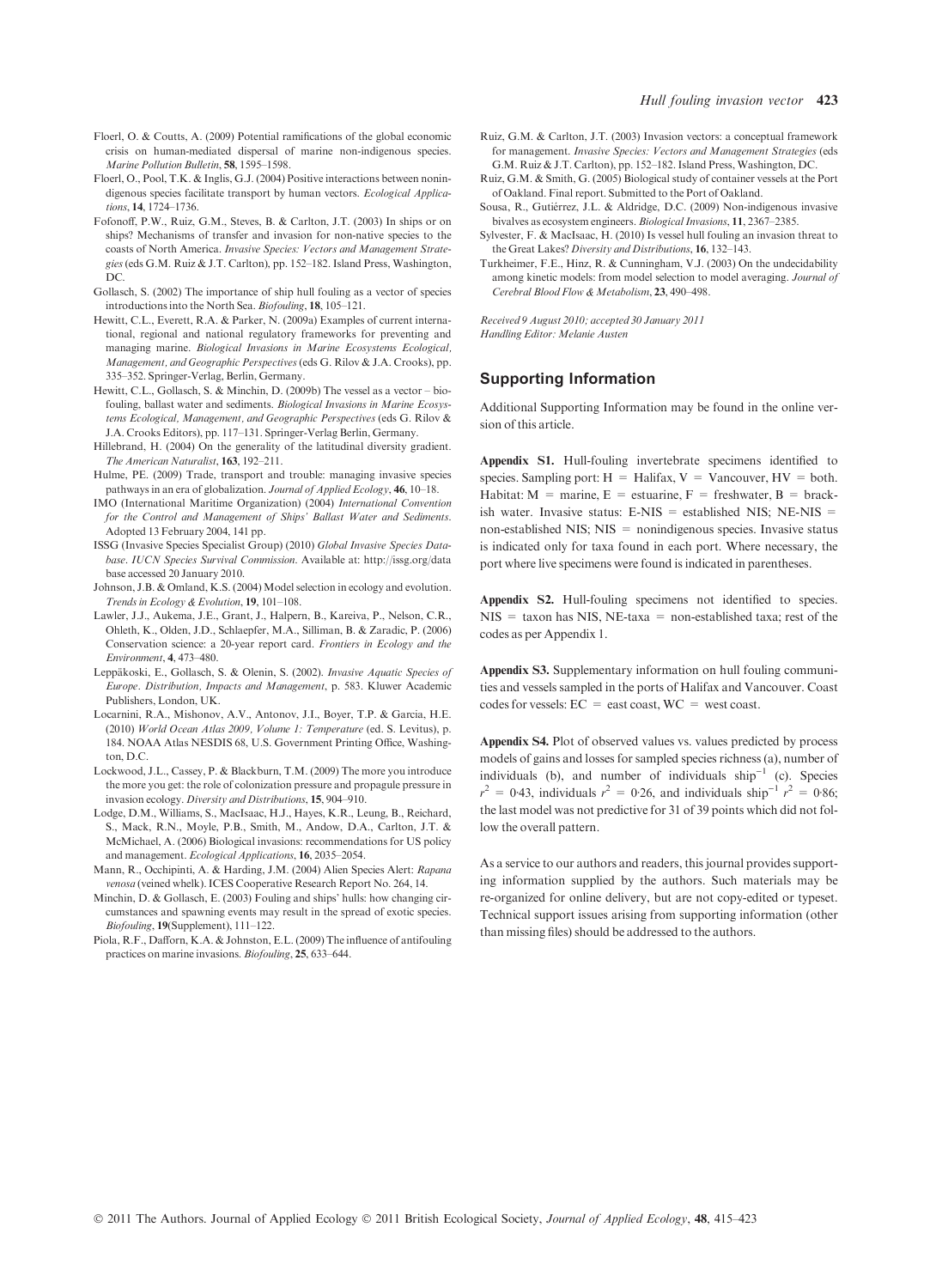Floerl, O. & Coutts, A. (2009) Potential ramifications of the global economic crisis on human-mediated dispersal of marine non-indigenous species. *Marine Pollution Bulletin*, **58**, 1595–1598.

Floerl, O., Pool, T.K. & Inglis, G.J. (2004) Positive interactions between nonindigenous species facilitate transport by human vectors. *Ecological Applications*, **14**, 1724–1736.

Fofonoff, P.W., Ruiz, G.M., Steves, B. & Carlton, J.T. (2003) In ships or on ships? Mechanisms of transfer and invasion for non-native species to the coasts of North America. *Invasive Species: Vectors and Management Strategies* (eds G.M. Ruiz & J.T. Carlton), pp. 152–182. Island Press, Washington, DC.

Gollasch, S. (2002) The importance of ship hull fouling as a vector of species introductions into the North Sea. *Biofouling*, **18**, 105–121.

Hewitt, C.L., Everett, R.A. & Parker, N. (2009a) Examples of current international, regional and national regulatory frameworks for preventing and managing marine. *Biological Invasions in Marine Ecosystems Ecological, Management, and Geographic Perspectives* (eds G. Rilov & J.A. Crooks), pp. 335–352. Springer-Verlag, Berlin, Germany.

Hewitt, C.L., Gollasch, S. & Minchin, D. (2009b) The vessel as a vector – biofouling, ballast water and sediments. *Biological Invasions in Marine Ecosystems Ecological, Management, and Geographic Perspectives* (eds G. Rilov & J.A. Crooks Editors), pp. 117–131. Springer-Verlag Berlin, Germany.

Hillebrand, H. (2004) On the generality of the latitudinal diversity gradient. *The American Naturalist*, **163**, 192–211.

Hulme, P.E. (2009) Trade, transport and trouble: managing invasive species pathways in an era of globalization. *Journal of Applied Ecology*, **46**, 10–18.

IMO (International Maritime Organization) (2004) *International Convention for the Control and Management of Ships' Ballast Water and Sediments*. Adopted 13 February 2004, 141 pp.

ISSG (Invasive Species Specialist Group) (2010) *Global Invasive Species Database. IUCN Species Survival Commission*. Available at: http://issg.org/database accessed 20 January 2010.

Johnson, J.B. & Omland, K.S. (2004) Model selection in ecology and evolution. *Trends in Ecology & Evolution*, **19**, 101–108.

Lawler, J.J., Aukema, J.E., Grant, J., Halpern, B., Kareiva, P., Nelson, C.R., Ohleth, K., Olden, J.D., Schlaepfer, M.A., Silliman, B. & Zaradic, P. (2006) Conservation science: a 20-year report card. *Frontiers in Ecology and the Environment*, **4**, 473–480.

Leppäkoski, E., Gollasch, S. & Olenin, S. (2002). *Invasive Aquatic Species of Europe. Distribution, Impacts and Management*, p. 583. Kluwer Academic Publishers, London, UK.

Locarnini, R.A., Mishonov, A.V., Antonov, J.I., Boyer, T.P. & Garcia, H.E. (2010) *World Ocean Atlas 2009, Volume 1: Temperature* (ed. S. Levitus), p. 184. NOAA Atlas NESDIS 68, U.S. Government Printing Office, Washington, D.C.

Lockwood, J.L., Cassey, P. & Blackburn, T.M. (2009) The more you introduce the more you get: the role of colonization pressure and propagule pressure in invasion ecology. *Diversity and Distributions*, **15**, 904–910.

Lodge, D.M., Williams, S., MacIsaac, H.J., Hayes, K.R., Leung, B., Reichard, S., Mack, R.N., Moyle, P.B., Smith, M., Andow, D.A., Carlton, J.T. & McMichael, A. (2006) Biological invasions: recommendations for US policy and management. *Ecological Applications*, **16**, 2035–2054.

Mann, R., Occhipinti, A. & Harding, J.M. (2004) Alien Species Alert: *Rapana venosa* (veined whelk). ICES Cooperative Research Report No. 264, 14.

Minchin, D. & Gollasch, E. (2003) Fouling and ships' hulls: how changing circumstances and spawning events may result in the spread of exotic species. *Biofouling*, **19**(Supplement), 111–122.

Piola, R.F., Dafforn, K.A. & Johnston, E.L. (2009) The influence of antifouling practices on marine invasions. *Biofouling*, **25**, 633–644.

Ruiz, G.M. & Carlton, J.T. (2003) Invasion vectors: a conceptual framework for management. *Invasive Species: Vectors and Management Strategies* (eds G.M. Ruiz & J.T. Carlton), pp. 152–182. Island Press, Washington, DC.

Ruiz, G.M. & Smith, G. (2005) Biological study of container vessels at the Port of Oakland. Final report. Submitted to the Port of Oakland.

Sousa, R., Gutiérrez, J.L. & Aldridge, D.C. (2009) Non-indigenous invasive bivalves as ecosystem engineers. *Biological Invasions*, **11**, 2367–2385.

Sylvester, F. & MacIsaac, H. (2010) Is vessel hull fouling an invasion threat to the Great Lakes? *Diversity and Distributions*, **16**, 132–143.

Turkheimer, F.E., Hinz, R. & Cunningham, V.J. (2003) On the undecidability among kinetic models: from model selection to model averaging. *Journal of Cerebral Blood Flow & Metabolism*, **23**, 490–498.

*Received 9 August 2010; accepted 30 January 2011*
*Handling Editor: Melanie Austen*

## Supporting Information

Additional Supporting Information may be found in the online version of this article.

**Appendix S1.** Hull-fouling invertebrate specimens identified to species. Sampling port: H = Halifax, V = Vancouver, HV = both. Habitat: M = marine, E = estuarine, F = freshwater, B = brackish water. Invasive status: E-NIS = established NIS; NE-NIS = non-established NIS; NIS = nonindigenous species. Invasive status is indicated only for taxa found in each port. Where necessary, the port where live specimens were found is indicated in parentheses.

**Appendix S2.** Hull-fouling specimens not identified to species. NIS = taxon has NIS, NE-taxa = non-established taxa; rest of the codes as per Appendix 1.

**Appendix S3.** Supplementary information on hull fouling communities and vessels sampled in the ports of Halifax and Vancouver. Coast codes for vessels: EC = east coast, WC = west coast.

**Appendix S4.** Plot of observed values vs. values predicted by process models of gains and losses for sampled species richness (a), number of individuals (b), and number of individuals ship$^{-1}$ (c). Species $r^2$ = 0·43, individuals $r^2$ = 0·26, and individuals ship$^{-1}$ $r^2$ = 0·86; the last model was not predictive for 31 of 39 points which did not follow the overall pattern.

As a service to our authors and readers, this journal provides supporting information supplied by the authors. Such materials may be re-organized for online delivery, but are not copy-edited or typeset. Technical support issues arising from supporting information (other than missing files) should be addressed to the authors.